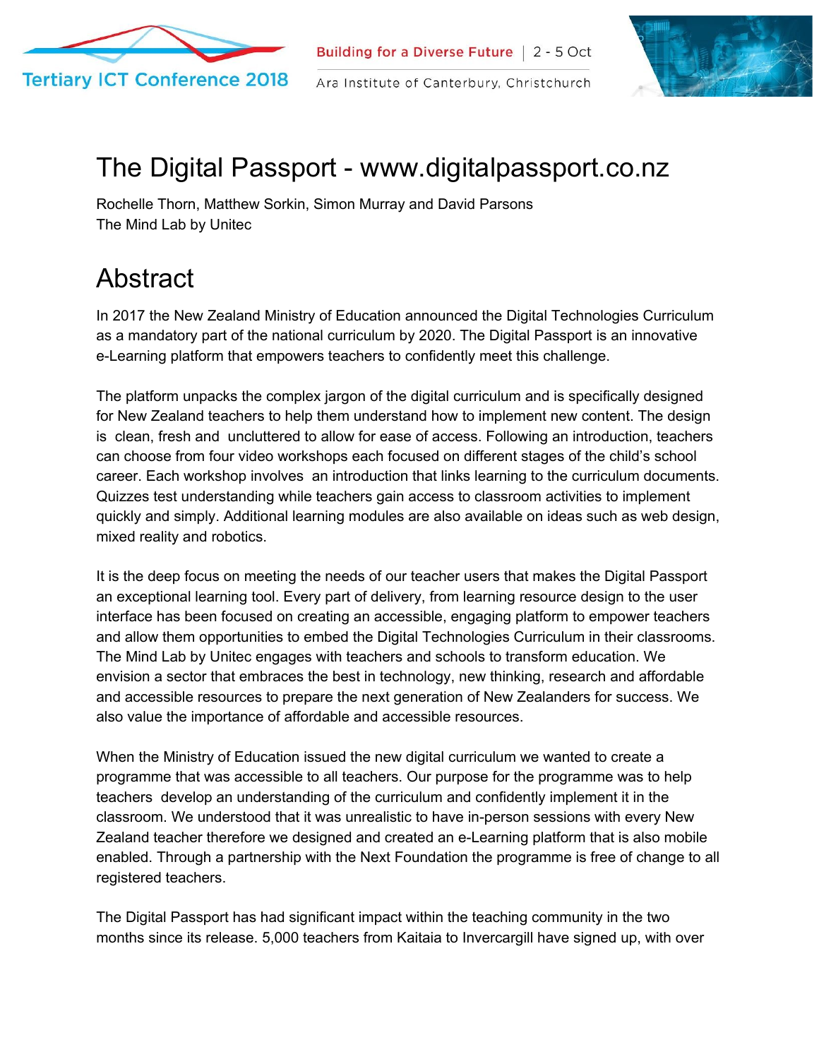# The Digital Passport - www.digitalpassport.co.nz

Rochelle Thorn, Matthew Sorkin, Simon Murray and David Parsons
The Mind Lab by Unitec

## Abstract

In 2017 the New Zealand Ministry of Education announced the Digital Technologies Curriculum as a mandatory part of the national curriculum by 2020. The Digital Passport is an innovative e-Learning platform that empowers teachers to confidently meet this challenge.

The platform unpacks the complex jargon of the digital curriculum and is specifically designed for New Zealand teachers to help them understand how to implement new content. The design is clean, fresh and uncluttered to allow for ease of access. Following an introduction, teachers can choose from four video workshops each focused on different stages of the child's school career. Each workshop involves an introduction that links learning to the curriculum documents. Quizzes test understanding while teachers gain access to classroom activities to implement quickly and simply. Additional learning modules are also available on ideas such as web design, mixed reality and robotics.

It is the deep focus on meeting the needs of our teacher users that makes the Digital Passport an exceptional learning tool. Every part of delivery, from learning resource design to the user interface has been focused on creating an accessible, engaging platform to empower teachers and allow them opportunities to embed the Digital Technologies Curriculum in their classrooms. The Mind Lab by Unitec engages with teachers and schools to transform education. We envision a sector that embraces the best in technology, new thinking, research and affordable and accessible resources to prepare the next generation of New Zealanders for success. We also value the importance of affordable and accessible resources.

When the Ministry of Education issued the new digital curriculum we wanted to create a programme that was accessible to all teachers. Our purpose for the programme was to help teachers develop an understanding of the curriculum and confidently implement it in the classroom. We understood that it was unrealistic to have in-person sessions with every New Zealand teacher therefore we designed and created an e-Learning platform that is also mobile enabled. Through a partnership with the Next Foundation the programme is free of change to all registered teachers.

The Digital Passport has had significant impact within the teaching community in the two months since its release. 5,000 teachers from Kaitaia to Invercargill have signed up, with over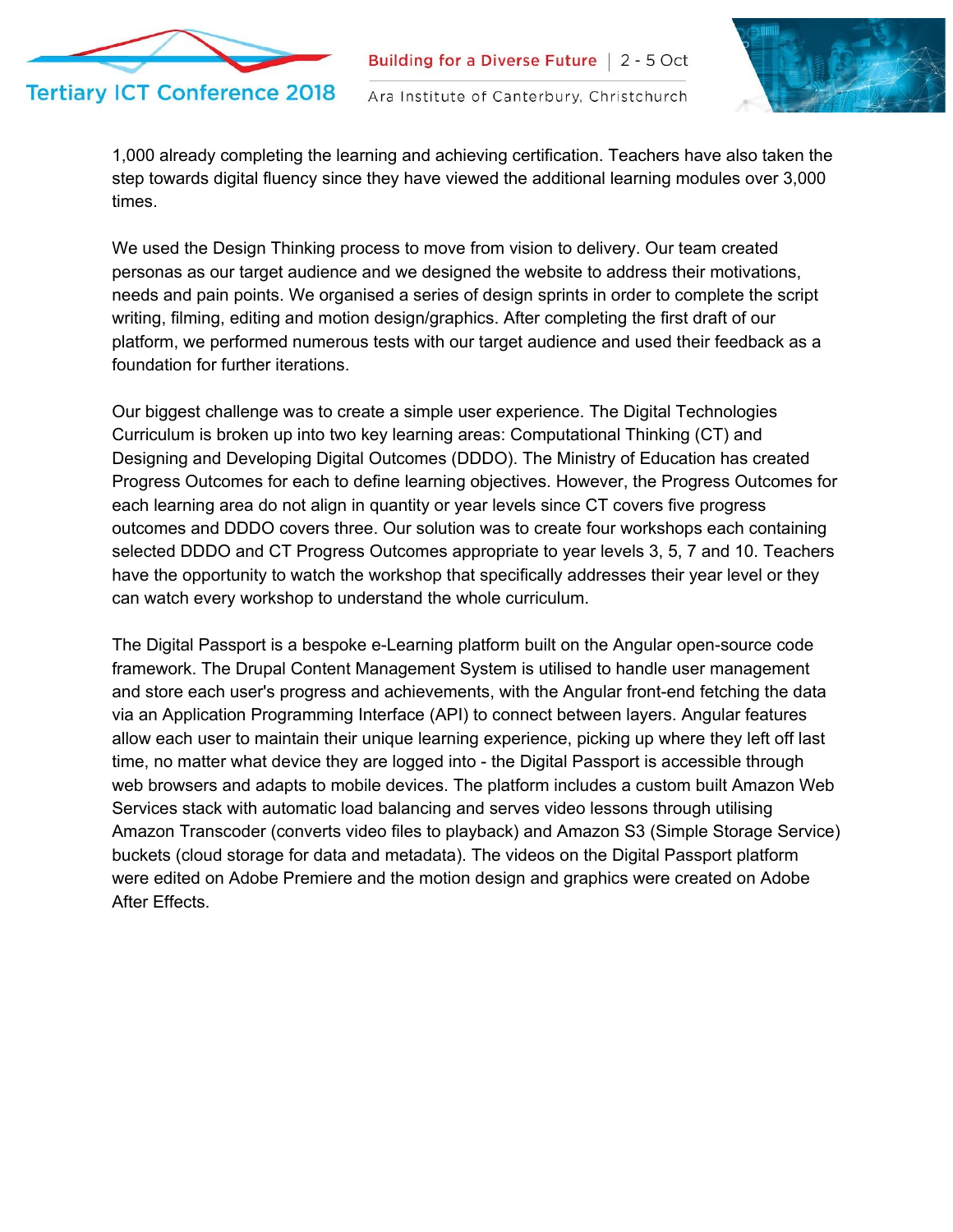1,000 already completing the learning and achieving certification. Teachers have also taken the step towards digital fluency since they have viewed the additional learning modules over 3,000 times.

We used the Design Thinking process to move from vision to delivery. Our team created personas as our target audience and we designed the website to address their motivations, needs and pain points. We organised a series of design sprints in order to complete the script writing, filming, editing and motion design/graphics. After completing the first draft of our platform, we performed numerous tests with our target audience and used their feedback as a foundation for further iterations.

Our biggest challenge was to create a simple user experience. The Digital Technologies Curriculum is broken up into two key learning areas: Computational Thinking (CT) and Designing and Developing Digital Outcomes (DDDO). The Ministry of Education has created Progress Outcomes for each to define learning objectives. However, the Progress Outcomes for each learning area do not align in quantity or year levels since CT covers five progress outcomes and DDDO covers three. Our solution was to create four workshops each containing selected DDDO and CT Progress Outcomes appropriate to year levels 3, 5, 7 and 10. Teachers have the opportunity to watch the workshop that specifically addresses their year level or they can watch every workshop to understand the whole curriculum.

The Digital Passport is a bespoke e-Learning platform built on the Angular open-source code framework. The Drupal Content Management System is utilised to handle user management and store each user's progress and achievements, with the Angular front-end fetching the data via an Application Programming Interface (API) to connect between layers. Angular features allow each user to maintain their unique learning experience, picking up where they left off last time, no matter what device they are logged into - the Digital Passport is accessible through web browsers and adapts to mobile devices. The platform includes a custom built Amazon Web Services stack with automatic load balancing and serves video lessons through utilising Amazon Transcoder (converts video files to playback) and Amazon S3 (Simple Storage Service) buckets (cloud storage for data and metadata). The videos on the Digital Passport platform were edited on Adobe Premiere and the motion design and graphics were created on Adobe After Effects.